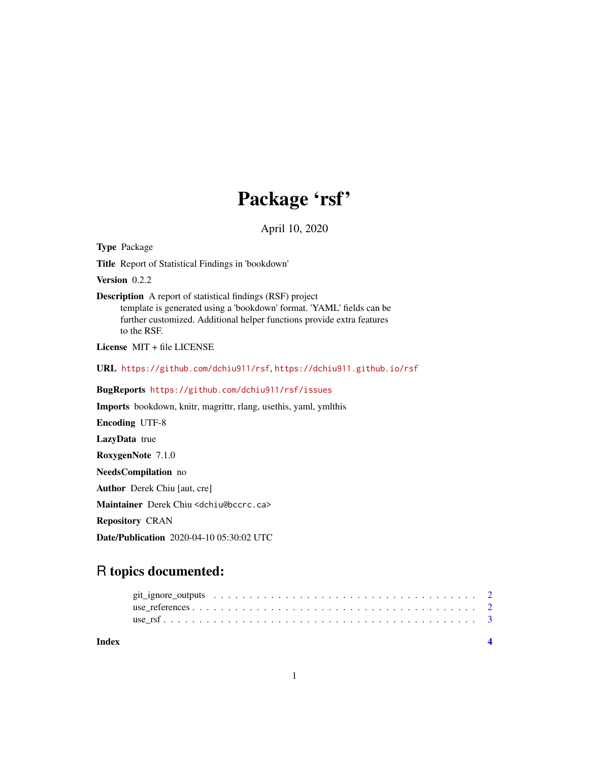# Package 'rsf'

April 10, 2020

**Type** Package

**Title** Report of Statistical Findings in 'bookdown'

**Version** 0.2.2

**Description** A report of statistical findings (RSF) project template is generated using a 'bookdown' format. 'YAML' fields can be further customized. Additional helper functions provide extra features to the RSF.

**License** MIT + file LICENSE

**URL** https://github.com/dchiu911/rsf, https://dchiu911.github.io/rsf

**BugReports** https://github.com/dchiu911/rsf/issues

**Imports** bookdown, knitr, magrittr, rlang, usethis, yaml, ymlthis

**Encoding** UTF-8

**LazyData** true

**RoxygenNote** 7.1.0

**NeedsCompilation** no

**Author** Derek Chiu [aut, cre]

**Maintainer** Derek Chiu <dchiu@bccrc.ca>

**Repository** CRAN

**Date/Publication** 2020-04-10 05:30:02 UTC

## R topics documented:

- git_ignore_outputs . . . . . . . . . . . . . . . . . . . . . . . . . . . . . . . . . . 2
- use_references . . . . . . . . . . . . . . . . . . . . . . . . . . . . . . . . . . . . 2
- use_rsf . . . . . . . . . . . . . . . . . . . . . . . . . . . . . . . . . . . . . . . . 3

**Index** **4**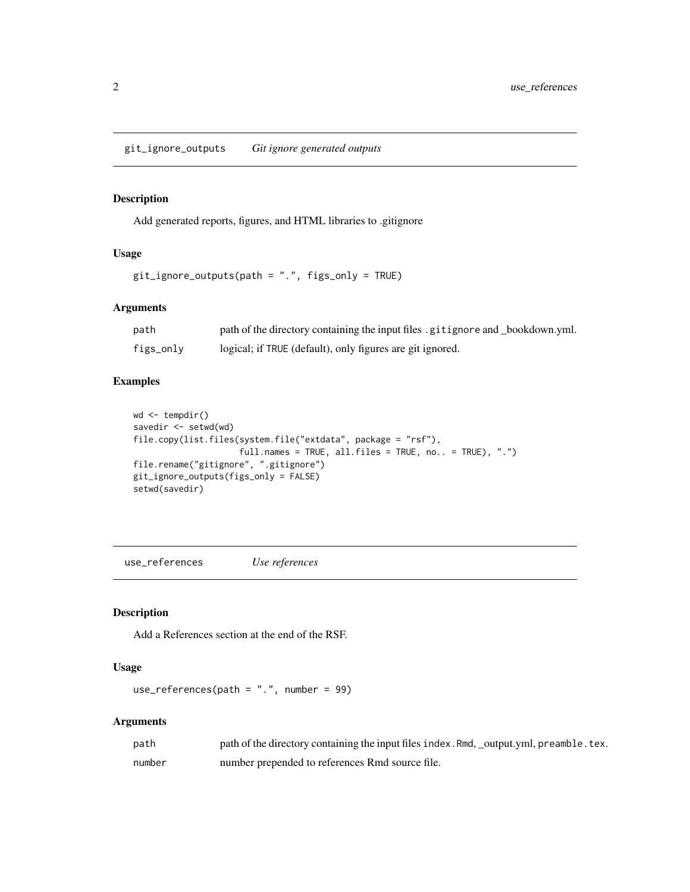## git_ignore_outputs *Git ignore generated outputs*

### Description

Add generated reports, figures, and HTML libraries to .gitignore

### Usage

```
git_ignore_outputs(path = ".", figs_only = TRUE)
```

### Arguments

| | |
|---|---|
| path | path of the directory containing the input files `.gitignore` and _bookdown.yml. |
| figs_only | logical; if `TRUE` (default), only figures are git ignored. |

### Examples

```
wd <- tempdir()
savedir <- setwd(wd)
file.copy(list.files(system.file("extdata", package = "rsf"),
                     full.names = TRUE, all.files = TRUE, no.. = TRUE), ".")
file.rename("gitignore", ".gitignore")
git_ignore_outputs(figs_only = FALSE)
setwd(savedir)
```

## use_references *Use references*

### Description

Add a References section at the end of the RSF.

### Usage

```
use_references(path = ".", number = 99)
```

### Arguments

| | |
|---|---|
| path | path of the directory containing the input files `index.Rmd`, _output.yml, `preamble.tex`. |
| number | number prepended to references Rmd source file. |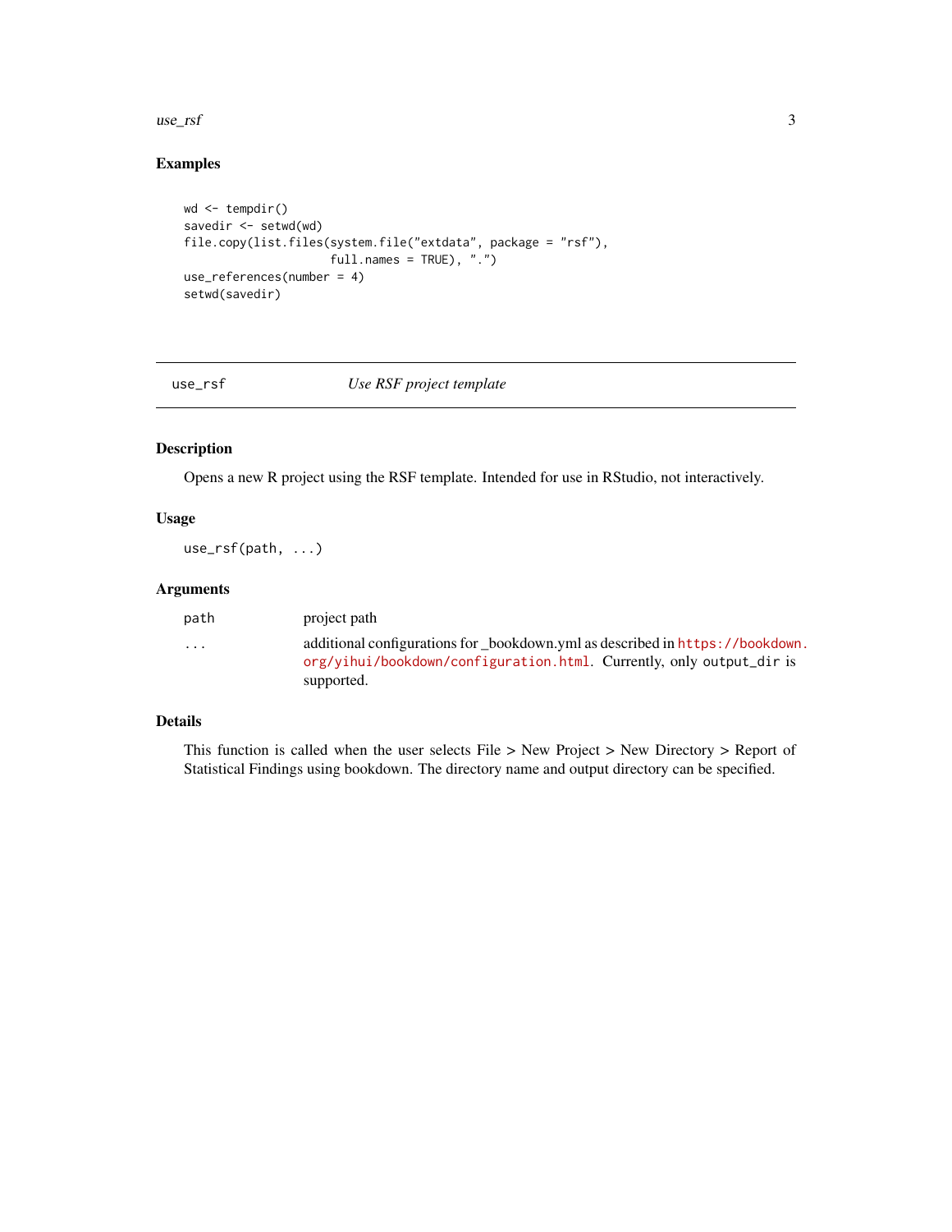### Examples

```
wd <- tempdir()
savedir <- setwd(wd)
file.copy(list.files(system.file("extdata", package = "rsf"),
                     full.names = TRUE), ".")
use_references(number = 4)
setwd(savedir)
```

---

## use_rsf — *Use RSF project template*

---

### Description

Opens a new R project using the RSF template. Intended for use in RStudio, not interactively.

### Usage

```
use_rsf(path, ...)
```

### Arguments

| | |
|---|---|
| `path` | project path |
| `...` | additional configurations for _bookdown.yml as described in https://bookdown.org/yihui/bookdown/configuration.html. Currently, only `output_dir` is supported. |

### Details

This function is called when the user selects File > New Project > New Directory > Report of Statistical Findings using bookdown. The directory name and output directory can be specified.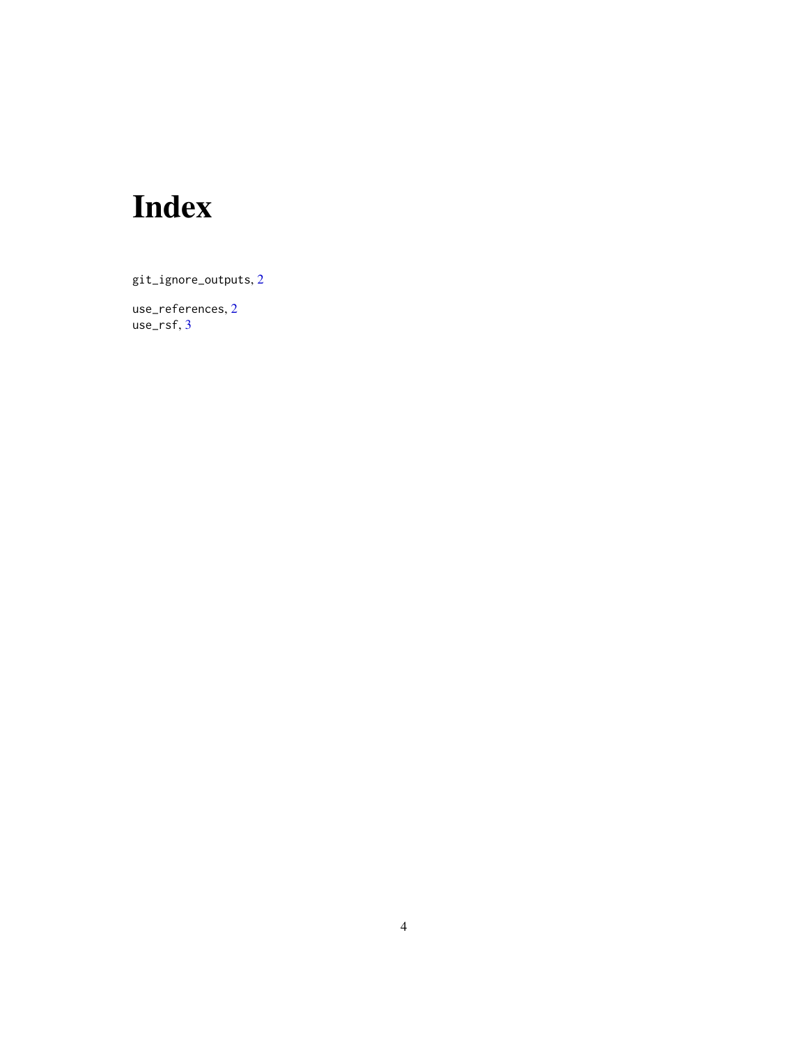# Index

git_ignore_outputs, 2

use_references, 2
use_rsf, 3